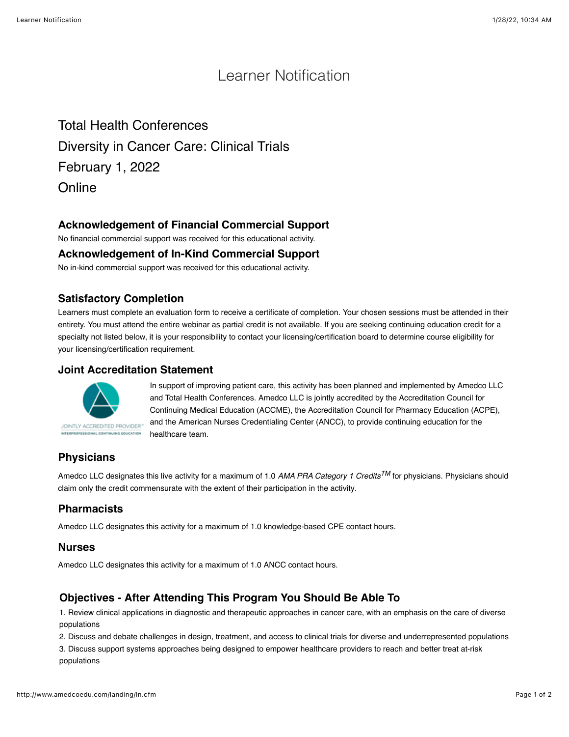# Learner Notification

## Total Health Conferences
## Diversity in Cancer Care: Clinical Trials
## February 1, 2022
## Online

### Acknowledgement of Financial Commercial Support

No financial commercial support was received for this educational activity.

### Acknowledgement of In-Kind Commercial Support

No in-kind commercial support was received for this educational activity.

### Satisfactory Completion

Learners must complete an evaluation form to receive a certificate of completion. Your chosen sessions must be attended in their entirety. You must attend the entire webinar as partial credit is not available. If you are seeking continuing education credit for a specialty not listed below, it is your responsibility to contact your licensing/certification board to determine course eligibility for your licensing/certification requirement.

### Joint Accreditation Statement

JOINTLY ACCREDITED PROVIDER™
INTERPROFESSIONAL CONTINUING EDUCATION

In support of improving patient care, this activity has been planned and implemented by Amedco LLC and Total Health Conferences. Amedco LLC is jointly accredited by the Accreditation Council for Continuing Medical Education (ACCME), the Accreditation Council for Pharmacy Education (ACPE), and the American Nurses Credentialing Center (ANCC), to provide continuing education for the healthcare team.

### Physicians

Amedco LLC designates this live activity for a maximum of 1.0 *AMA PRA Category 1 Credits™* for physicians. Physicians should claim only the credit commensurate with the extent of their participation in the activity.

### Pharmacists

Amedco LLC designates this activity for a maximum of 1.0 knowledge-based CPE contact hours.

### Nurses

Amedco LLC designates this activity for a maximum of 1.0 ANCC contact hours.

### Objectives - After Attending This Program You Should Be Able To

1. Review clinical applications in diagnostic and therapeutic approaches in cancer care, with an emphasis on the care of diverse populations
2. Discuss and debate challenges in design, treatment, and access to clinical trials for diverse and underrepresented populations
3. Discuss support systems approaches being designed to empower healthcare providers to reach and better treat at-risk populations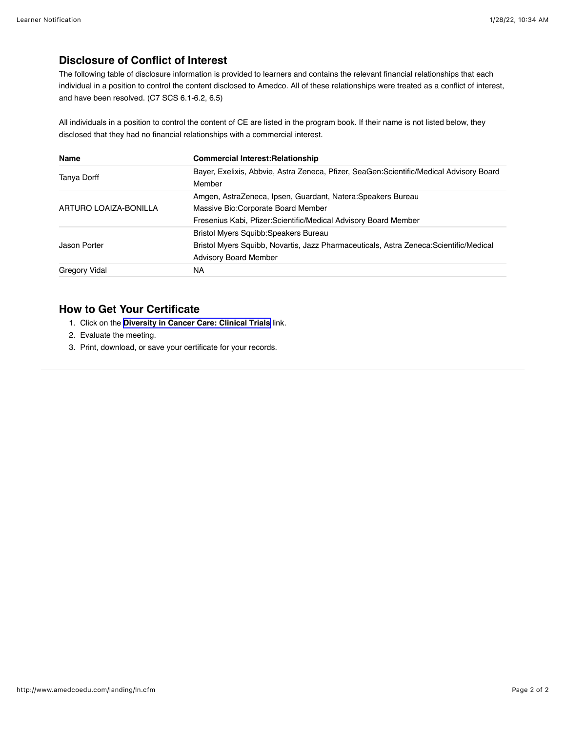## Disclosure of Conflict of Interest

The following table of disclosure information is provided to learners and contains the relevant financial relationships that each individual in a position to control the content disclosed to Amedco. All of these relationships were treated as a conflict of interest, and have been resolved. (C7 SCS 6.1-6.2, 6.5)

All individuals in a position to control the content of CE are listed in the program book. If their name is not listed below, they disclosed that they had no financial relationships with a commercial interest.

| Name | Commercial Interest:Relationship |
|---|---|
| Tanya Dorff | Bayer, Exelixis, Abbvie, Astra Zeneca, Pfizer, SeaGen:Scientific/Medical Advisory Board Member |
| ARTURO LOAIZA-BONILLA | Amgen, AstraZeneca, Ipsen, Guardant, Natera:Speakers Bureau<br>Massive Bio:Corporate Board Member<br>Fresenius Kabi, Pfizer:Scientific/Medical Advisory Board Member |
| Jason Porter | Bristol Myers Squibb:Speakers Bureau<br>Bristol Myers Squibb, Novartis, Jazz Pharmaceuticals, Astra Zeneca:Scientific/Medical Advisory Board Member |
| Gregory Vidal | NA |

## How to Get Your Certificate

1. Click on the **Diversity in Cancer Care: Clinical Trials** link.
2. Evaluate the meeting.
3. Print, download, or save your certificate for your records.